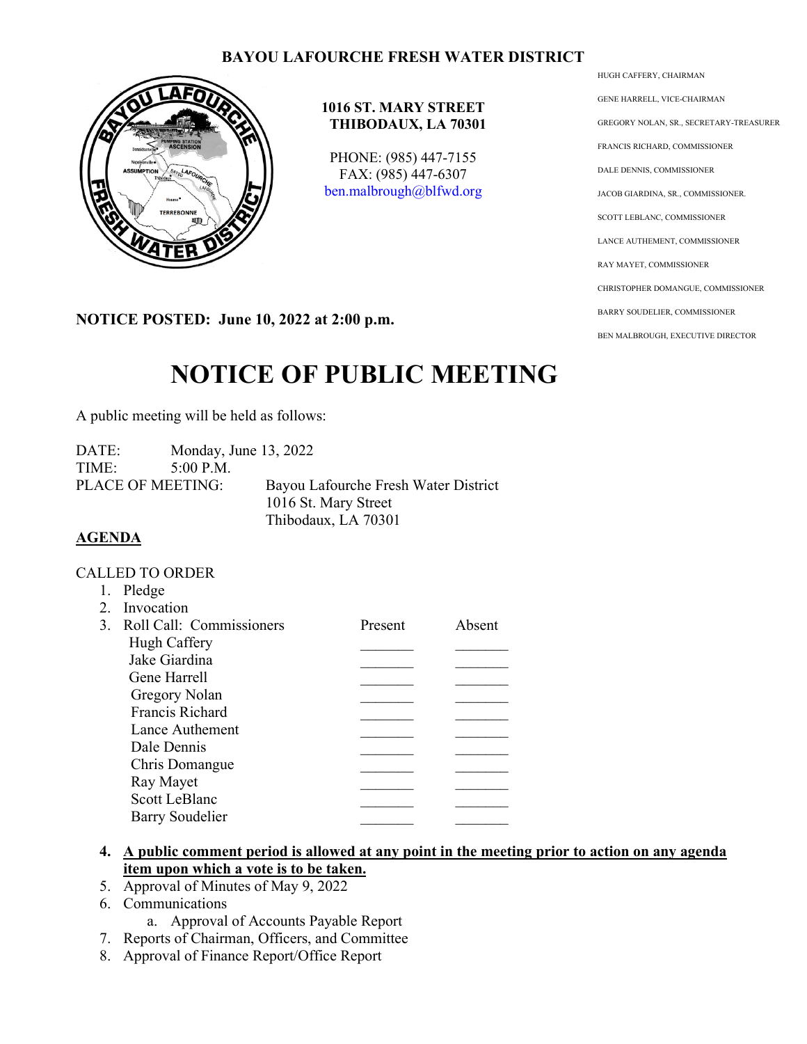# BAYOU LAFOURCHE FRESH WATER DISTRICT

**1016 ST. MARY STREET**
**THIBODAUX, LA 70301**

PHONE: (985) 447-7155
FAX: (985) 447-6307
ben.malbrough@blfwd.org

HUGH CAFFERY, CHAIRMAN
GENE HARRELL, VICE-CHAIRMAN
GREGORY NOLAN, SR., SECRETARY-TREASURER
FRANCIS RICHARD, COMMISSIONER
DALE DENNIS, COMMISSIONER
JACOB GIARDINA, SR., COMMISSIONER.
SCOTT LEBLANC, COMMISSIONER
LANCE AUTHEMENT, COMMISSIONER
RAY MAYET, COMMISSIONER
CHRISTOPHER DOMANGUE, COMMISSIONER
BARRY SOUDELIER, COMMISSIONER
BEN MALBROUGH, EXECUTIVE DIRECTOR

**NOTICE POSTED: June 10, 2022 at 2:00 p.m.**

# NOTICE OF PUBLIC MEETING

A public meeting will be held as follows:

DATE: Monday, June 13, 2022
TIME: 5:00 P.M.
PLACE OF MEETING: Bayou Lafourche Fresh Water District
1016 St. Mary Street
Thibodaux, LA 70301

**AGENDA**

CALLED TO ORDER

1. Pledge
2. Invocation
3. Roll Call: Commissioners

| Commissioners | Present | Absent |
|---|---|---|
| Hugh Caffery | _______ | _______ |
| Jake Giardina | _______ | _______ |
| Gene Harrell | _______ | _______ |
| Gregory Nolan | _______ | _______ |
| Francis Richard | _______ | _______ |
| Lance Authement | _______ | _______ |
| Dale Dennis | _______ | _______ |
| Chris Domangue | _______ | _______ |
| Ray Mayet | _______ | _______ |
| Scott LeBlanc | _______ | _______ |
| Barry Soudelier | _______ | _______ |

4. **A public comment period is allowed at any point in the meeting prior to action on any agenda item upon which a vote is to be taken.**
5. Approval of Minutes of May 9, 2022
6. Communications
   a. Approval of Accounts Payable Report
7. Reports of Chairman, Officers, and Committee
8. Approval of Finance Report/Office Report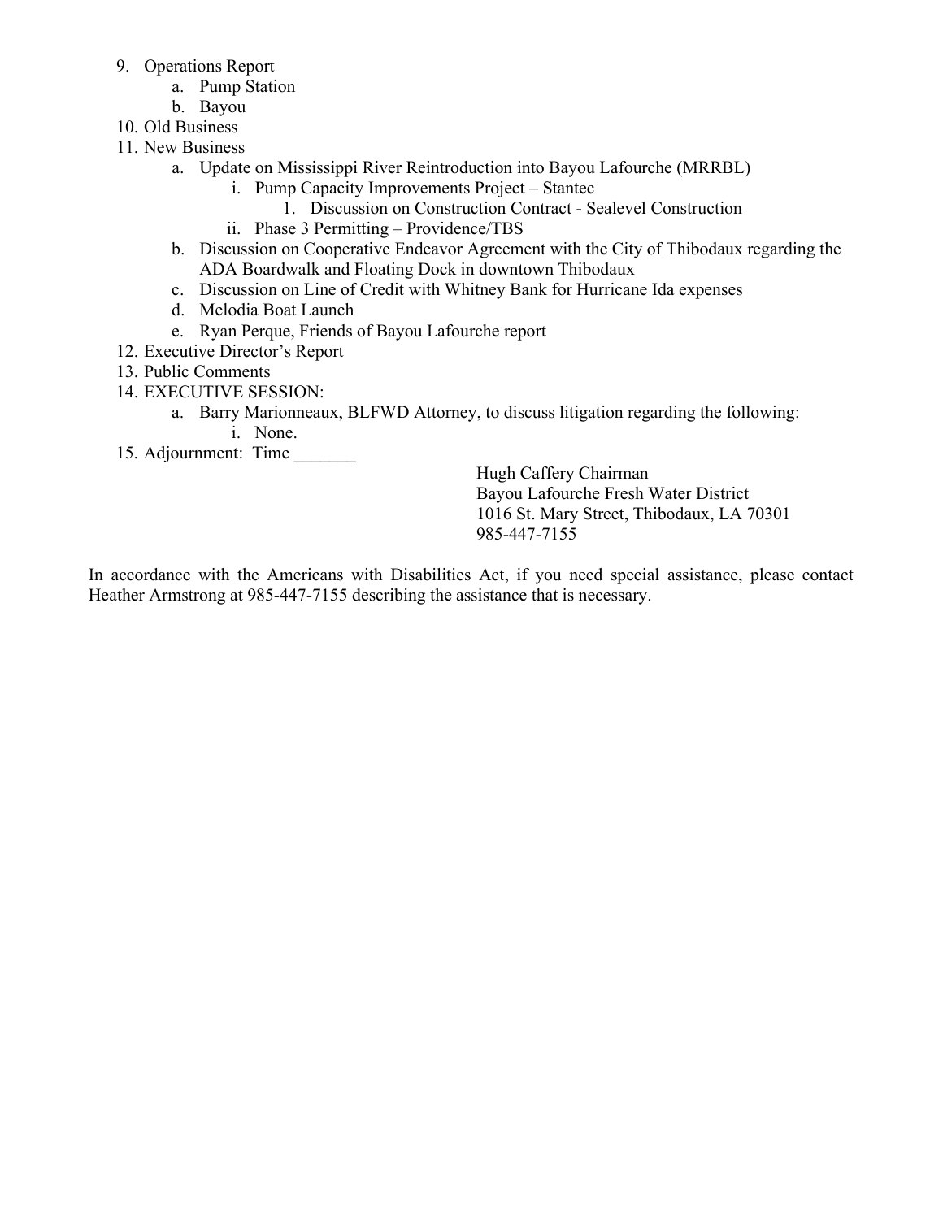9. Operations Report
    a. Pump Station
    b. Bayou
10. Old Business
11. New Business
    a. Update on Mississippi River Reintroduction into Bayou Lafourche (MRRBL)
        i. Pump Capacity Improvements Project – Stantec
            1. Discussion on Construction Contract - Sealevel Construction
        ii. Phase 3 Permitting – Providence/TBS
    b. Discussion on Cooperative Endeavor Agreement with the City of Thibodaux regarding the ADA Boardwalk and Floating Dock in downtown Thibodaux
    c. Discussion on Line of Credit with Whitney Bank for Hurricane Ida expenses
    d. Melodia Boat Launch
    e. Ryan Perque, Friends of Bayou Lafourche report
12. Executive Director's Report
13. Public Comments
14. EXECUTIVE SESSION:
    a. Barry Marionneaux, BLFWD Attorney, to discuss litigation regarding the following:
        i. None.
15. Adjournment: Time _______

Hugh Caffery Chairman
Bayou Lafourche Fresh Water District
1016 St. Mary Street, Thibodaux, LA 70301
985-447-7155

In accordance with the Americans with Disabilities Act, if you need special assistance, please contact Heather Armstrong at 985-447-7155 describing the assistance that is necessary.